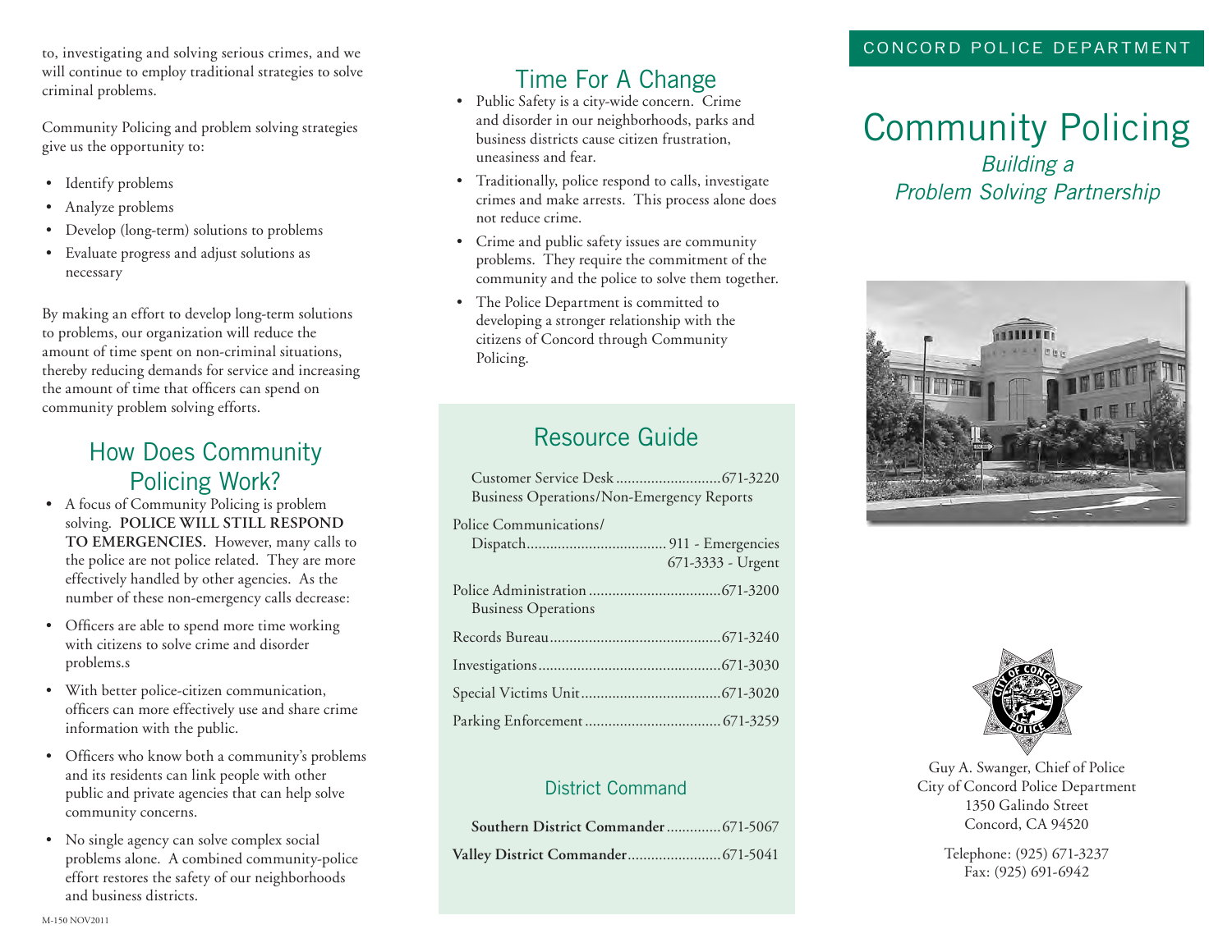to, investigating and solving serious crimes, and we will continue to employ traditional strategies to solve criminal problems.

Community Policing and problem solving strategies give us the opportunity to:

- Identify problems
- Analyze problems
- Develop (long-term) solutions to problems
- Evaluate progress and adjust solutions as necessary

By making an effort to develop long-term solutions to problems, our organization will reduce the amount of time spent on non-criminal situations, thereby reducing demands for service and increasing the amount of time that officers can spend on community problem solving efforts.

## How Does Community Policing Work?

- A focus of Community Policing is problem solving. **POLICE WILL STILL RESPOND TO EMERGENCIES.** However, many calls to the police are not police related. They are more effectively handled by other agencies. As the number of these non-emergency calls decrease:
- Officers are able to spend more time working with citizens to solve crime and disorder problems.s
- With better police-citizen communication, officers can more effectively use and share crime information with the public.
- Officers who know both a community's problems and its residents can link people with other public and private agencies that can help solve community concerns.
- No single agency can solve complex social problems alone. A combined community-police effort restores the safety of our neighborhoods and business districts.

M-150 NOV2011

## Time For A Change

- Public Safety is a city-wide concern. Crime and disorder in our neighborhoods, parks and business districts cause citizen frustration, uneasiness and fear.
- Traditionally, police respond to calls, investigate crimes and make arrests. This process alone does not reduce crime.
- Crime and public safety issues are community problems. They require the commitment of the community and the police to solve them together.
- The Police Department is committed to developing a stronger relationship with the citizens of Concord through Community Policing.

## Resource Guide

| | |
|---|---|
| Customer Service Desk<br>Business Operations/Non-Emergency Reports | 671-3220 |
| Police Communications/<br>Dispatch | 911 - Emergencies<br>671-3333 - Urgent |
| Police Administration<br>Business Operations | 671-3200 |
| Records Bureau | 671-3240 |
| Investigations | 671-3030 |
| Special Victims Unit | 671-3020 |
| Parking Enforcement | 671-3259 |

### District Command

| | |
|---|---|
| **Southern District Commander** | 671-5067 |
| **Valley District Commander** | 671-5041 |

CONCORD POLICE DEPARTMENT

# Community Policing

*Building a Problem Solving Partnership*

Guy A. Swanger, Chief of Police
City of Concord Police Department
1350 Galindo Street
Concord, CA 94520

Telephone: (925) 671-3237
Fax: (925) 691-6942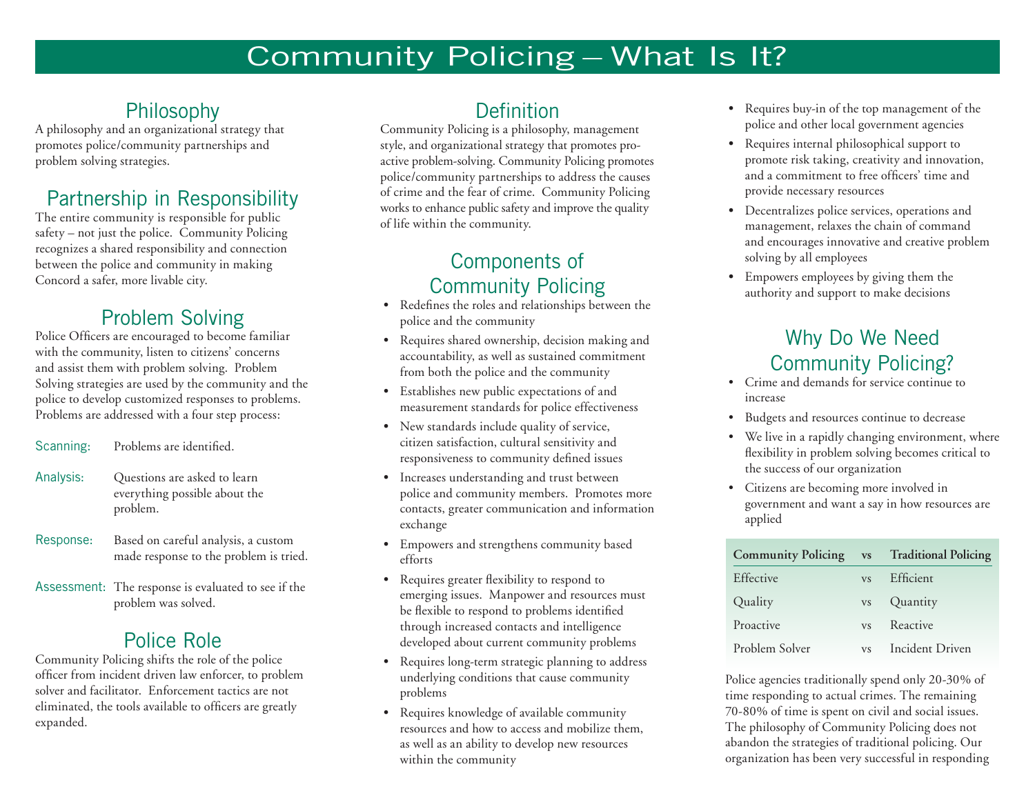# Community Policing – What Is It?

## Philosophy

A philosophy and an organizational strategy that promotes police/community partnerships and problem solving strategies.

## Partnership in Responsibility

The entire community is responsible for public safety – not just the police. Community Policing recognizes a shared responsibility and connection between the police and community in making Concord a safer, more livable city.

## Problem Solving

Police Officers are encouraged to become familiar with the community, listen to citizens' concerns and assist them with problem solving. Problem Solving strategies are used by the community and the police to develop customized responses to problems. Problems are addressed with a four step process:

**Scanning:** Problems are identified.

**Analysis:** Questions are asked to learn everything possible about the problem.

**Response:** Based on careful analysis, a custom made response to the problem is tried.

**Assessment:** The response is evaluated to see if the problem was solved.

## Police Role

Community Policing shifts the role of the police officer from incident driven law enforcer, to problem solver and facilitator. Enforcement tactics are not eliminated, the tools available to officers are greatly expanded.

## Definition

Community Policing is a philosophy, management style, and organizational strategy that promotes pro-active problem-solving. Community Policing promotes police/community partnerships to address the causes of crime and the fear of crime. Community Policing works to enhance public safety and improve the quality of life within the community.

## Components of Community Policing

- Redefines the roles and relationships between the police and the community
- Requires shared ownership, decision making and accountability, as well as sustained commitment from both the police and the community
- Establishes new public expectations of and measurement standards for police effectiveness
- New standards include quality of service, citizen satisfaction, cultural sensitivity and responsiveness to community defined issues
- Increases understanding and trust between police and community members. Promotes more contacts, greater communication and information exchange
- Empowers and strengthens community based efforts
- Requires greater flexibility to respond to emerging issues. Manpower and resources must be flexible to respond to problems identified through increased contacts and intelligence developed about current community problems
- Requires long-term strategic planning to address underlying conditions that cause community problems
- Requires knowledge of available community resources and how to access and mobilize them, as well as an ability to develop new resources within the community
- Requires buy-in of the top management of the police and other local government agencies
- Requires internal philosophical support to promote risk taking, creativity and innovation, and a commitment to free officers' time and provide necessary resources
- Decentralizes police services, operations and management, relaxes the chain of command and encourages innovative and creative problem solving by all employees
- Empowers employees by giving them the authority and support to make decisions

## Why Do We Need Community Policing?

- Crime and demands for service continue to increase
- Budgets and resources continue to decrease
- We live in a rapidly changing environment, where flexibility in problem solving becomes critical to the success of our organization
- Citizens are becoming more involved in government and want a say in how resources are applied

| Community Policing | vs | Traditional Policing |
|---|---|---|
| Effective | vs | Efficient |
| Quality | vs | Quantity |
| Proactive | vs | Reactive |
| Problem Solver | vs | Incident Driven |

Police agencies traditionally spend only 20-30% of time responding to actual crimes. The remaining 70-80% of time is spent on civil and social issues. The philosophy of Community Policing does not abandon the strategies of traditional policing. Our organization has been very successful in responding